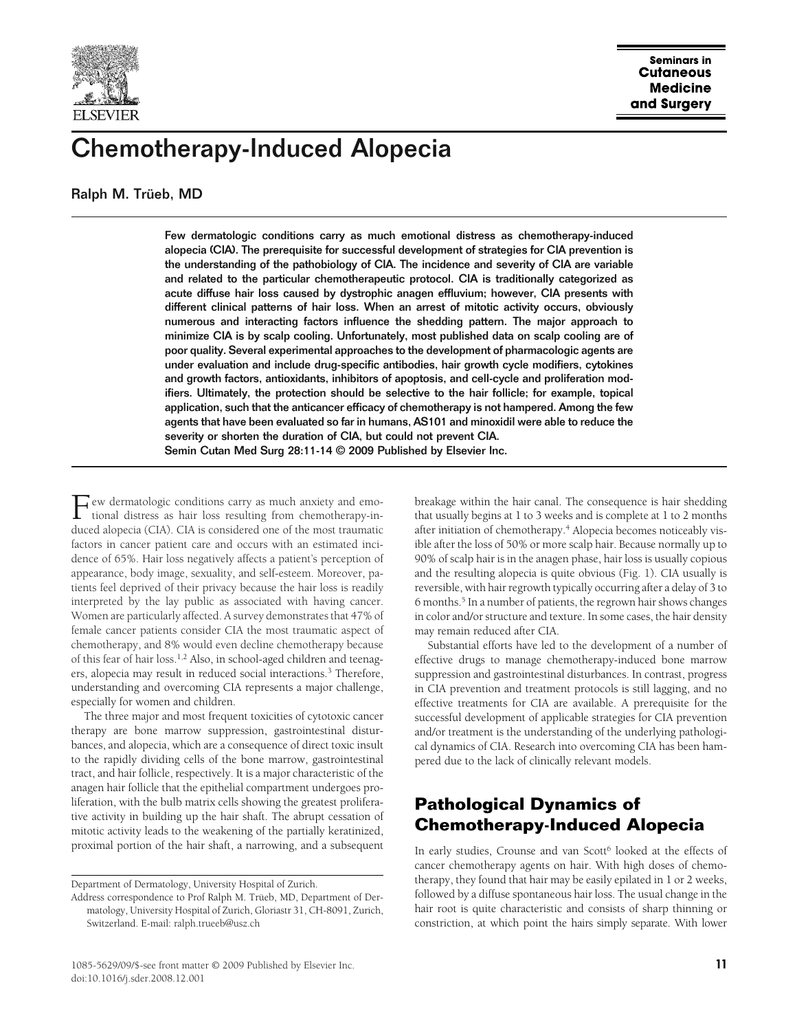# Chemotherapy-Induced Alopecia

Ralph M. Trüeb, MD

**Few dermatologic conditions carry as much emotional distress as chemotherapy-induced alopecia (CIA). The prerequisite for successful development of strategies for CIA prevention is the understanding of the pathobiology of CIA. The incidence and severity of CIA are variable and related to the particular chemotherapeutic protocol. CIA is traditionally categorized as acute diffuse hair loss caused by dystrophic anagen effluvium; however, CIA presents with different clinical patterns of hair loss. When an arrest of mitotic activity occurs, obviously numerous and interacting factors influence the shedding pattern. The major approach to minimize CIA is by scalp cooling. Unfortunately, most published data on scalp cooling are of poor quality. Several experimental approaches to the development of pharmacologic agents are under evaluation and include drug-specific antibodies, hair growth cycle modifiers, cytokines and growth factors, antioxidants, inhibitors of apoptosis, and cell-cycle and proliferation modifiers. Ultimately, the protection should be selective to the hair follicle; for example, topical application, such that the anticancer efficacy of chemotherapy is not hampered. Among the few agents that have been evaluated so far in humans, AS101 and minoxidil were able to reduce the severity or shorten the duration of CIA, but could not prevent CIA.**

**Semin Cutan Med Surg 28:11-14 © 2009 Published by Elsevier Inc.**

Few dermatologic conditions carry as much anxiety and emotional distress as hair loss resulting from chemotherapy-induced alopecia (CIA). CIA is considered one of the most traumatic factors in cancer patient care and occurs with an estimated incidence of 65%. Hair loss negatively affects a patient's perception of appearance, body image, sexuality, and self-esteem. Moreover, patients feel deprived of their privacy because the hair loss is readily interpreted by the lay public as associated with having cancer. Women are particularly affected. A survey demonstrates that 47% of female cancer patients consider CIA the most traumatic aspect of chemotherapy, and 8% would even decline chemotherapy because of this fear of hair loss.[1,2] Also, in school-aged children and teenagers, alopecia may result in reduced social interactions.[3] Therefore, understanding and overcoming CIA represents a major challenge, especially for women and children.

The three major and most frequent toxicities of cytotoxic cancer therapy are bone marrow suppression, gastrointestinal disturbances, and alopecia, which are a consequence of direct toxic insult to the rapidly dividing cells of the bone marrow, gastrointestinal tract, and hair follicle, respectively. It is a major characteristic of the anagen hair follicle that the epithelial compartment undergoes proliferation, with the bulb matrix cells showing the greatest proliferative activity in building up the hair shaft. The abrupt cessation of mitotic activity leads to the weakening of the partially keratinized, proximal portion of the hair shaft, a narrowing, and a subsequent breakage within the hair canal. The consequence is hair shedding that usually begins at 1 to 3 weeks and is complete at 1 to 2 months after initiation of chemotherapy.[4] Alopecia becomes noticeably visible after the loss of 50% or more scalp hair. Because normally up to 90% of scalp hair is in the anagen phase, hair loss is usually copious and the resulting alopecia is quite obvious (Fig. 1). CIA usually is reversible, with hair regrowth typically occurring after a delay of 3 to 6 months.[5] In a number of patients, the regrown hair shows changes in color and/or structure and texture. In some cases, the hair density may remain reduced after CIA.

Substantial efforts have led to the development of a number of effective drugs to manage chemotherapy-induced bone marrow suppression and gastrointestinal disturbances. In contrast, progress in CIA prevention and treatment protocols is still lagging, and no effective treatments for CIA are available. A prerequisite for the successful development of applicable strategies for CIA prevention and/or treatment is the understanding of the underlying pathological dynamics of CIA. Research into overcoming CIA has been hampered due to the lack of clinically relevant models.

## Pathological Dynamics of Chemotherapy-Induced Alopecia

In early studies, Crounse and van Scott[6] looked at the effects of cancer chemotherapy agents on hair. With high doses of chemotherapy, they found that hair may be easily epilated in 1 or 2 weeks, followed by a diffuse spontaneous hair loss. The usual change in the hair root is quite characteristic and consists of sharp thinning or constriction, at which point the hairs simply separate. With lower

Department of Dermatology, University Hospital of Zurich.

Address correspondence to Prof Ralph M. Trüeb, MD, Department of Dermatology, University Hospital of Zurich, Gloriastr 31, CH-8091, Zurich, Switzerland. E-mail: ralph.trueeb@usz.ch

1085-5629/09/$-see front matter © 2009 Published by Elsevier Inc.
doi:10.1016/j.sder.2008.12.001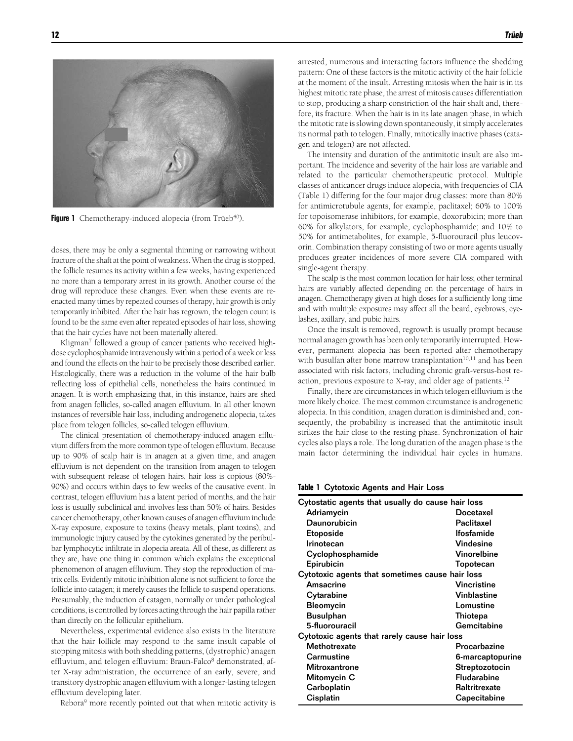Figure 1 Chemotherapy-induced alopecia (from Trüeb[40]).

doses, there may be only a segmental thinning or narrowing without fracture of the shaft at the point of weakness. When the drug is stopped, the follicle resumes its activity within a few weeks, having experienced no more than a temporary arrest in its growth. Another course of the drug will reproduce these changes. Even when these events are reenacted many times by repeated courses of therapy, hair growth is only temporarily inhibited. After the hair has regrown, the telogen count is found to be the same even after repeated episodes of hair loss, showing that the hair cycles have not been materially altered.

Kligman[7] followed a group of cancer patients who received high-dose cyclophosphamide intravenously within a period of a week or less and found the effects on the hair to be precisely those described earlier. Histologically, there was a reduction in the volume of the hair bulb reflecting loss of epithelial cells, nonetheless the hairs continued in anagen. It is worth emphasizing that, in this instance, hairs are shed from anagen follicles, so-called anagen effluvium. In all other known instances of reversible hair loss, including androgenetic alopecia, takes place from telogen follicles, so-called telogen effluvium.

The clinical presentation of chemotherapy-induced anagen effluvium differs from the more common type of telogen effluvium. Because up to 90% of scalp hair is in anagen at a given time, and anagen effluvium is not dependent on the transition from anagen to telogen with subsequent release of telogen hairs, hair loss is copious (80%-90%) and occurs within days to few weeks of the causative event. In contrast, telogen effluvium has a latent period of months, and the hair loss is usually subclinical and involves less than 50% of hairs. Besides cancer chemotherapy, other known causes of anagen effluvium include X-ray exposure, exposure to toxins (heavy metals, plant toxins), and immunologic injury caused by the cytokines generated by the peribulbar lymphocytic infiltrate in alopecia areata. All of these, as different as they are, have one thing in common which explains the exceptional phenomenon of anagen effluvium. They stop the reproduction of matrix cells. Evidently mitotic inhibition alone is not sufficient to force the follicle into catagen; it merely causes the follicle to suspend operations. Presumably, the induction of catagen, normally or under pathological conditions, is controlled by forces acting through the hair papilla rather than directly on the follicular epithelium.

Nevertheless, experimental evidence also exists in the literature that the hair follicle may respond to the same insult capable of stopping mitosis with both shedding patterns, (dystrophic) anagen effluvium, and telogen effluvium: Braun-Falco[8] demonstrated, after X-ray administration, the occurrence of an early, severe, and transitory dystrophic anagen effluvium with a longer-lasting telogen effluvium developing later.

Rebora[9] more recently pointed out that when mitotic activity is arrested, numerous and interacting factors influence the shedding pattern: One of these factors is the mitotic activity of the hair follicle at the moment of the insult. Arresting mitosis when the hair is in its highest mitotic rate phase, the arrest of mitosis causes differentiation to stop, producing a sharp constriction of the hair shaft and, therefore, its fracture. When the hair is in its late anagen phase, in which the mitotic rate is slowing down spontaneously, it simply accelerates its normal path to telogen. Finally, mitotically inactive phases (catagen and telogen) are not affected.

The intensity and duration of the antimitotic insult are also important. The incidence and severity of the hair loss are variable and related to the particular chemotherapeutic protocol. Multiple classes of anticancer drugs induce alopecia, with frequencies of CIA (Table 1) differing for the four major drug classes: more than 80% for antimicrotubule agents, for example, paclitaxel; 60% to 100% for topoisomerase inhibitors, for example, doxorubicin; more than 60% for alkylators, for example, cyclophosphamide; and 10% to 50% for antimetabolites, for example, 5-fluorouracil plus leucovorin. Combination therapy consisting of two or more agents usually produces greater incidences of more severe CIA compared with single-agent therapy.

The scalp is the most common location for hair loss; other terminal hairs are variably affected depending on the percentage of hairs in anagen. Chemotherapy given at high doses for a sufficiently long time and with multiple exposures may affect all the beard, eyebrows, eyelashes, axillary, and pubic hairs.

Once the insult is removed, regrowth is usually prompt because normal anagen growth has been only temporarily interrupted. However, permanent alopecia has been reported after chemotherapy with busulfan after bone marrow transplantation[10,11] and has been associated with risk factors, including chronic graft-versus-host reaction, previous exposure to X-ray, and older age of patients.[12]

Finally, there are circumstances in which telogen effluvium is the more likely choice. The most common circumstance is androgenetic alopecia. In this condition, anagen duration is diminished and, consequently, the probability is increased that the antimitotic insult strikes the hair close to the resting phase. Synchronization of hair cycles also plays a role. The long duration of the anagen phase is the main factor determining the individual hair cycles in humans.

**Table 1** Cytotoxic Agents and Hair Loss

| Cytostatic agents that usually do cause hair loss | |
|---|---|
| Adriamycin | Docetaxel |
| Daunorubicin | Paclitaxel |
| Etoposide | Ifosfamide |
| Irinotecan | Vindesine |
| Cyclophosphamide | Vinorelbine |
| Epirubicin | Topotecan |
| **Cytotoxic agents that sometimes cause hair loss** | |
| Amsacrine | Vincristine |
| Cytarabine | Vinblastine |
| Bleomycin | Lomustine |
| Busulphan | Thiotepa |
| 5-fluorouracil | Gemcitabine |
| **Cytotoxic agents that rarely cause hair loss** | |
| Methotrexate | Procarbazine |
| Carmustine | 6-marcaptopurine |
| Mitroxantrone | Streptozotocin |
| Mitomycin C | Fludarabine |
| Carboplatin | Raltritrexate |
| Cisplatin | Capecitabine |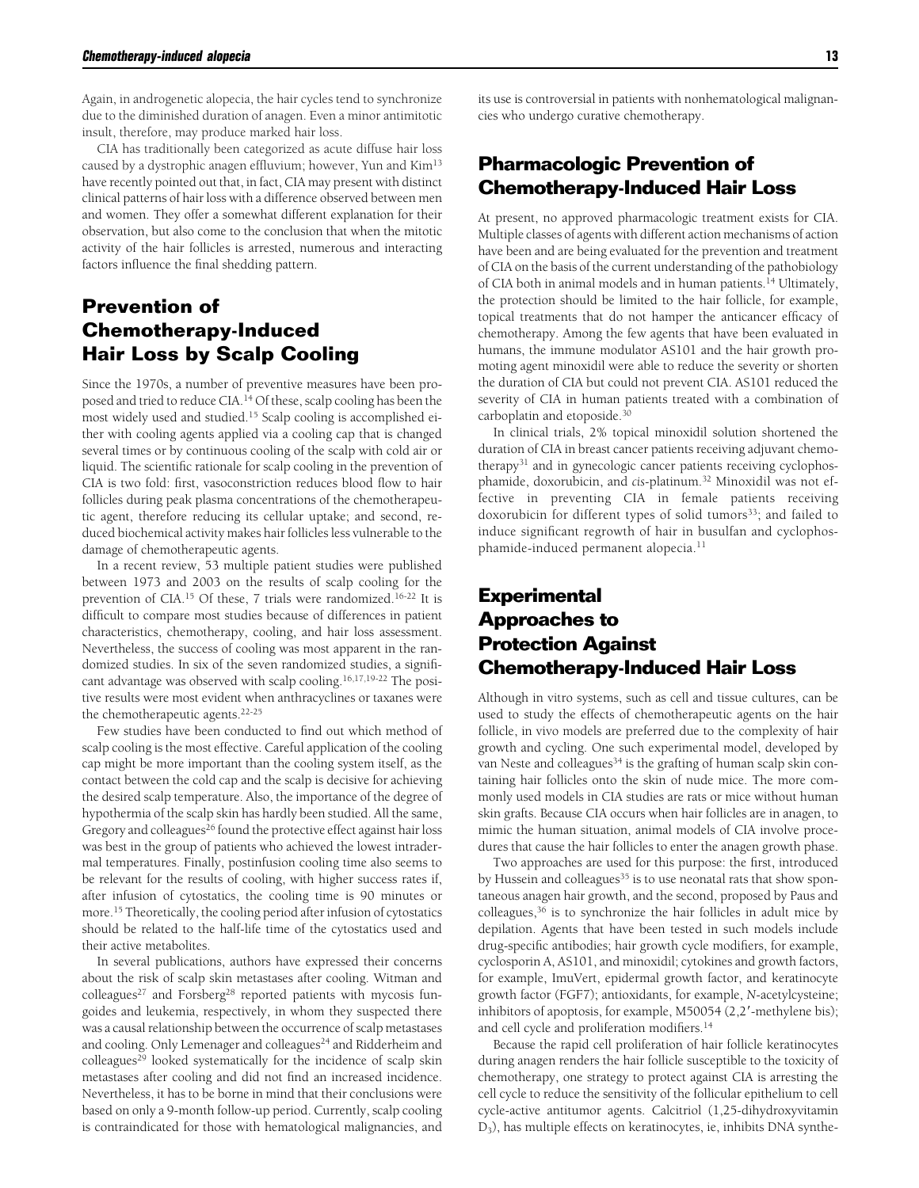Again, in androgenetic alopecia, the hair cycles tend to synchronize due to the diminished duration of anagen. Even a minor antimitotic insult, therefore, may produce marked hair loss.

CIA has traditionally been categorized as acute diffuse hair loss caused by a dystrophic anagen effluvium; however, Yun and Kim[13] have recently pointed out that, in fact, CIA may present with distinct clinical patterns of hair loss with a difference observed between men and women. They offer a somewhat different explanation for their observation, but also come to the conclusion that when the mitotic activity of the hair follicles is arrested, numerous and interacting factors influence the final shedding pattern.

## Prevention of Chemotherapy-Induced Hair Loss by Scalp Cooling

Since the 1970s, a number of preventive measures have been proposed and tried to reduce CIA.[14] Of these, scalp cooling has been the most widely used and studied.[15] Scalp cooling is accomplished either with cooling agents applied via a cooling cap that is changed several times or by continuous cooling of the scalp with cold air or liquid. The scientific rationale for scalp cooling in the prevention of CIA is two fold: first, vasoconstriction reduces blood flow to hair follicles during peak plasma concentrations of the chemotherapeutic agent, therefore reducing its cellular uptake; and second, reduced biochemical activity makes hair follicles less vulnerable to the damage of chemotherapeutic agents.

In a recent review, 53 multiple patient studies were published between 1973 and 2003 on the results of scalp cooling for the prevention of CIA.[15] Of these, 7 trials were randomized.[16-22] It is difficult to compare most studies because of differences in patient characteristics, chemotherapy, cooling, and hair loss assessment. Nevertheless, the success of cooling was most apparent in the randomized studies. In six of the seven randomized studies, a significant advantage was observed with scalp cooling.[16,17,19-22] The positive results were most evident when anthracyclines or taxanes were the chemotherapeutic agents.[22-25]

Few studies have been conducted to find out which method of scalp cooling is the most effective. Careful application of the cooling cap might be more important than the cooling system itself, as the contact between the cold cap and the scalp is decisive for achieving the desired scalp temperature. Also, the importance of the degree of hypothermia of the scalp skin has hardly been studied. All the same, Gregory and colleagues[26] found the protective effect against hair loss was best in the group of patients who achieved the lowest intradermal temperatures. Finally, postinfusion cooling time also seems to be relevant for the results of cooling, with higher success rates if, after infusion of cytostatics, the cooling time is 90 minutes or more.[15] Theoretically, the cooling period after infusion of cytostatics should be related to the half-life time of the cytostatics used and their active metabolites.

In several publications, authors have expressed their concerns about the risk of scalp skin metastases after cooling. Witman and colleagues[27] and Forsberg[28] reported patients with mycosis fungoides and leukemia, respectively, in whom they suspected there was a causal relationship between the occurrence of scalp metastases and cooling. Only Lemenager and colleagues[24] and Ridderheim and colleagues[29] looked systematically for the incidence of scalp skin metastases after cooling and did not find an increased incidence. Nevertheless, it has to be borne in mind that their conclusions were based on only a 9-month follow-up period. Currently, scalp cooling is contraindicated for those with hematological malignancies, and its use is controversial in patients with nonhematological malignancies who undergo curative chemotherapy.

## Pharmacologic Prevention of Chemotherapy-Induced Hair Loss

At present, no approved pharmacologic treatment exists for CIA. Multiple classes of agents with different action mechanisms of action have been and are being evaluated for the prevention and treatment of CIA on the basis of the current understanding of the pathobiology of CIA both in animal models and in human patients.[14] Ultimately, the protection should be limited to the hair follicle, for example, topical treatments that do not hamper the anticancer efficacy of chemotherapy. Among the few agents that have been evaluated in humans, the immune modulator AS101 and the hair growth promoting agent minoxidil were able to reduce the severity or shorten the duration of CIA but could not prevent CIA. AS101 reduced the severity of CIA in human patients treated with a combination of carboplatin and etoposide.[30]

In clinical trials, 2% topical minoxidil solution shortened the duration of CIA in breast cancer patients receiving adjuvant chemotherapy[31] and in gynecologic cancer patients receiving cyclophosphamide, doxorubicin, and *cis*-platinum.[32] Minoxidil was not effective in preventing CIA in female patients receiving doxorubicin for different types of solid tumors[33]; and failed to induce significant regrowth of hair in busulfan and cyclophosphamide-induced permanent alopecia.[11]

## Experimental Approaches to Protection Against Chemotherapy-Induced Hair Loss

Although in vitro systems, such as cell and tissue cultures, can be used to study the effects of chemotherapeutic agents on the hair follicle, in vivo models are preferred due to the complexity of hair growth and cycling. One such experimental model, developed by van Neste and colleagues[34] is the grafting of human scalp skin containing hair follicles onto the skin of nude mice. The more commonly used models in CIA studies are rats or mice without human skin grafts. Because CIA occurs when hair follicles are in anagen, to mimic the human situation, animal models of CIA involve procedures that cause the hair follicles to enter the anagen growth phase.

Two approaches are used for this purpose: the first, introduced by Hussein and colleagues[35] is to use neonatal rats that show spontaneous anagen hair growth, and the second, proposed by Paus and colleagues,[36] is to synchronize the hair follicles in adult mice by depilation. Agents that have been tested in such models include drug-specific antibodies; hair growth cycle modifiers, for example, cyclosporin A, AS101, and minoxidil; cytokines and growth factors, for example, ImuVert, epidermal growth factor, and keratinocyte growth factor (FGF7); antioxidants, for example, *N*-acetylcysteine; inhibitors of apoptosis, for example, M50054 (2,2′-methylene bis); and cell cycle and proliferation modifiers.[14]

Because the rapid cell proliferation of hair follicle keratinocytes during anagen renders the hair follicle susceptible to the toxicity of chemotherapy, one strategy to protect against CIA is arresting the cell cycle to reduce the sensitivity of the follicular epithelium to cell cycle-active antitumor agents. Calcitriol (1,25-dihydroxyvitamin $D_3$), has multiple effects on keratinocytes, ie, inhibits DNA synthe-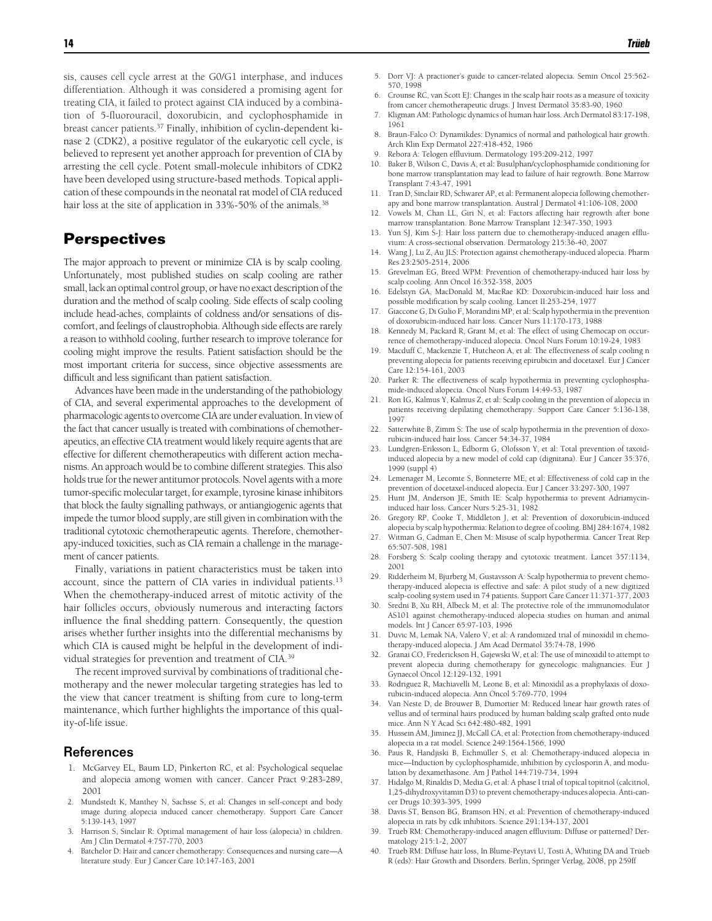sis, causes cell cycle arrest at the G0/G1 interphase, and induces differentiation. Although it was considered a promising agent for treating CIA, it failed to protect against CIA induced by a combination of 5-fluorouracil, doxorubicin, and cyclophosphamide in breast cancer patients.[37] Finally, inhibition of cyclin-dependent kinase 2 (CDK2), a positive regulator of the eukaryotic cell cycle, is believed to represent yet another approach for prevention of CIA by arresting the cell cycle. Potent small-molecule inhibitors of CDK2 have been developed using structure-based methods. Topical application of these compounds in the neonatal rat model of CIA reduced hair loss at the site of application in 33%-50% of the animals.[38]

## Perspectives

The major approach to prevent or minimize CIA is by scalp cooling. Unfortunately, most published studies on scalp cooling are rather small, lack an optimal control group, or have no exact description of the duration and the method of scalp cooling. Side effects of scalp cooling include head-aches, complaints of coldness and/or sensations of discomfort, and feelings of claustrophobia. Although side effects are rarely a reason to withhold cooling, further research to improve tolerance for cooling might improve the results. Patient satisfaction should be the most important criteria for success, since objective assessments are difficult and less significant than patient satisfaction.

Advances have been made in the understanding of the pathobiology of CIA, and several experimental approaches to the development of pharmacologic agents to overcome CIA are under evaluation. In view of the fact that cancer usually is treated with combinations of chemotherapeutics, an effective CIA treatment would likely require agents that are effective for different chemotherapeutics with different action mechanisms. An approach would be to combine different strategies. This also holds true for the newer antitumor protocols. Novel agents with a more tumor-specific molecular target, for example, tyrosine kinase inhibitors that block the faulty signalling pathways, or antiangiogenic agents that impede the tumor blood supply, are still given in combination with the traditional cytotoxic chemotherapeutic agents. Therefore, chemotherapy-induced toxicities, such as CIA remain a challenge in the management of cancer patients.

Finally, variations in patient characteristics must be taken into account, since the pattern of CIA varies in individual patients.[13] When the chemotherapy-induced arrest of mitotic activity of the hair follicles occurs, obviously numerous and interacting factors influence the final shedding pattern. Consequently, the question arises whether further insights into the differential mechanisms by which CIA is caused might be helpful in the development of individual strategies for prevention and treatment of CIA.[39]

The recent improved survival by combinations of traditional chemotherapy and the newer molecular targeting strategies has led to the view that cancer treatment is shifting from cure to long-term maintenance, which further highlights the importance of this quality-of-life issue.

## References

1. McGarvey EL, Baum LD, Pinkerton RC, et al: Psychological sequelae and alopecia among women with cancer. Cancer Pract 9:283-289, 2001
2. Mundstedt K, Manthey N, Sachsse S, et al: Changes in self-concept and body image during alopecia induced cancer chemotherapy. Support Care Cancer 5:139-143, 1997
3. Harrison S, Sinclair R: Optimal management of hair loss (alopecia) in children. Am J Clin Dermatol 4:757-770, 2003
4. Batchelor D: Hair and cancer chemotherapy: Consequences and nursing care—A literature study. Eur J Cancer Care 10:147-163, 2001
5. Dorr VJ: A practioner's guide to cancer-related alopecia. Semin Oncol 25:562-570, 1998
6. Crounse RC, van Scott EJ: Changes in the scalp hair roots as a measure of toxicity from cancer chemotherapeutic drugs. J Invest Dermatol 35:83-90, 1960
7. Kligman AM: Pathologic dynamics of human hair loss. Arch Dermatol 83:17-198, 1961
8. Braun-Falco O: Dynamikdes: Dynamics of normal and pathological hair growth. Arch Klin Exp Dermatol 227:418-452, 1966
9. Rebora A: Telogen effluvium. Dermatology 195:209-212, 1997
10. Baker B, Wilson C, Davis A, et al: Busulphan/cyclophosphamide conditioning for bone marrow transplantation may lead to failure of hair regrowth. Bone Marrow Transplant 7:43-47, 1991
11. Tran D, Sinclair RD, Schwarer AP, et al: Permanent alopecia following chemotherapy and bone marrow transplantation. Austral J Dermatol 41:106-108, 2000
12. Vowels M, Chan LL, Giri N, et al: Factors affecting hair regrowth after bone marrow transplantation. Bone Marrow Transplant 12:347-350, 1993
13. Yun SJ, Kim S-J: Hair loss pattern due to chemotherapy-induced anagen effluvium: A cross-sectional observation. Dermatology 215:36-40, 2007
14. Wang J, Lu Z, Au JLS: Protection against chemotherapy-induced alopecia. Pharm Res 23:2505-2514, 2006
15. Grevelman EG, Breed WPM: Prevention of chemotherapy-induced hair loss by scalp cooling. Ann Oncol 16:352-358, 2005
16. Edelstyn GA, MacDonald M, MacRae KD: Doxorubicin-induced hair loss and possible modification by scalp cooling. Lancet II:253-254, 1977
17. Giaccone G, Di Gulio F, Morandini MP, et al: Scalp hypothermia in the prevention of doxorubicin-induced hair loss. Cancer Nurs 11:170-173, 1988
18. Kennedy M, Packard R, Grant M, et al: The effect of using Chemocap on occurrence of chemotherapy-induced alopecia. Oncol Nurs Forum 10:19-24, 1983
19. Macduff C, Mackenzie T, Hutcheon A, et al: The effectiveness of scalp cooling n preventing alopecia for patients receiving epirubicin and docetaxel. Eur J Cancer Care 12:154-161, 2003
20. Parker R: The effectiveness of scalp hypothermia in preventing cyclophosphamide-induced alopecia. Oncol Nurs Forum 14:49-53, 1987
21. Ron IG, Kalmus Y, Kalmus Z, et al: Scalp cooling in the prevention of alopecia in patients receiving depilating chemotherapy. Support Care Cancer 5:136-138, 1997
22. Satterwhite B, Zimm S: The use of scalp hypothermia in the prevention of doxorubicin-induced hair loss. Cancer 54:34-37, 1984
23. Lundgren-Eriksson L, Edborm G, Olofsson Y, et al: Total prevention of taxoid-induced alopecia by a new model of cold cap (dignitana). Eur J Cancer 35:376, 1999 (suppl 4)
24. Lemenager M, Lecomte S, Bonneterre ME, et al: Effectiveness of cold cap in the prevention of docetaxel-induced alopecia. Eur J Cancer 33:297-300, 1997
25. Hunt JM, Anderson JE, Smith IE: Scalp hypothermia to prevent Adriamycin-induced hair loss. Cancer Nurs 5:25-31, 1982
26. Gregory RP, Cooke T, Middleton J, et al: Prevention of doxorubicin-induced alopecia by scalp hypothermia: Relation to degree of cooling. BMJ 284:1674, 1982
27. Witman G, Cadman E, Chen M: Misuse of scalp hypothermia. Cancer Treat Rep 65:507-508, 1981
28. Forsberg S: Scalp cooling therapy and cytotoxic treatment. Lancet 357:1134, 2001
29. Ridderheim M, Bjurberg M, Gustavsson A: Scalp hypothermia to prevent chemotherapy-induced alopecia is effective and safe: A pilot study of a new digitized scalp-cooling system used in 74 patients. Support Care Cancer 11:371-377, 2003
30. Sredni B, Xu RH, Albeck M, et al: The protective role of the immunomodulator AS101 against chemotherapy-induced alopecia studies on human and animal models. Int J Cancer 65:97-103, 1996
31. Duvic M, Lemak NA, Valero V, et al: A randomized trial of minoxidil in chemotherapy-induced alopecia. J Am Acad Dermatol 35:74-78, 1996
32. Granai CO, Frederickson H, Gajewski W, et al: The use of minoxidil to attempt to prevent alopecia during chemotherapy for gynecologic malignancies. Eur J Gynaecol Oncol 12:129-132, 1991
33. Rodriguez R, Machiavelli M, Leone B, et al: Minoxidil as a prophylaxis of doxorubicin-induced alopecia. Ann Oncol 5:769-770, 1994
34. Van Neste D, de Brouwer B, Dumortier M: Reduced linear hair growth rates of vellus and of terminal hairs produced by human balding scalp grafted onto nude mice. Ann N Y Acad Sci 642:480-482, 1991
35. Hussein AM, Jiminez JJ, McCall CA, et al: Protection from chemotherapy-induced alopecia in a rat model. Science 249:1564-1566, 1990
36. Paus R, Handjiski B, Eichmüller S, et al: Chemotherapy-induced alopecia in mice—Induction by cyclophosphamide, inhibition by cyclosporin A, and modulation by dexamethasone. Am J Pathol 144:719-734, 1994
37. Hidalgo M, Rinaldis D, Media G, et al: A phase I trial of topical topitriol (calcitriol, 1,25-dihydroxyvitamin D3) to prevent chemotherapy-induces alopecia. Anti-cancer Drugs 10:393-395, 1999
38. Davis ST, Benson BG, Bramson HN, et al: Prevention of chemotherapy-induced alopecia in rats by cdk inhibitors. Science 291:134-137, 2001
39. Trüeb RM: Chemotherapy-induced anagen effluvium: Diffuse or patterned? Dermatology 215:1-2, 2007
40. Trüeb RM: Diffuse hair loss, In Blume-Peytavi U, Tosti A, Whiting DA and Trüeb R (eds): Hair Growth and Disorders. Berlin, Springer Verlag, 2008, pp 259ff